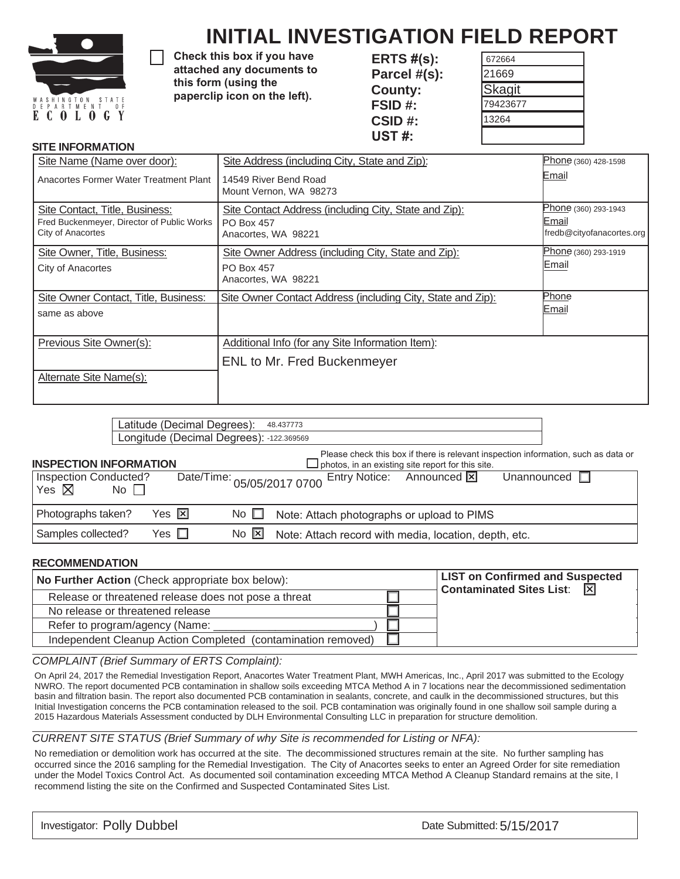# INITIAL INVESTIGATION FIELD REPORT

☐ **Check this box if you have attached any documents to this form (using the paperclip icon on the left).**

| | |
|---|---|
| **ERTS #(s):** | 672664 |
| **Parcel #(s):** | 21669 |
| **County:** | Skagit |
| **FSID #:** | 79423677 |
| **CSID #:** | 13264 |
| **UST #:** | |

## SITE INFORMATION

| Site Name (Name over door): | Site Address (including City, State and Zip): | Phone / Email |
|---|---|---|
| Anacortes Former Water Treatment Plant | 14549 River Bend Road<br>Mount Vernon, WA 98273 | Phone (360) 428-1598<br>Email |
| **Site Contact, Title, Business:**<br>Fred Buckenmeyer, Director of Public Works<br>City of Anacortes | **Site Contact Address (including City, State and Zip):**<br>PO Box 457<br>Anacortes, WA 98221 | Phone (360) 293-1943<br>Email<br>fredb@cityofanacortes.org |
| **Site Owner, Title, Business:**<br>City of Anacortes | **Site Owner Address (including City, State and Zip):**<br>PO Box 457<br>Anacortes, WA 98221 | Phone (360) 293-1919<br>Email |
| **Site Owner Contact, Title, Business:**<br>same as above | **Site Owner Contact Address (including City, State and Zip):** | Phone<br>Email |
| **Previous Site Owner(s):** | **Additional Info (for any Site Information Item):**<br>ENL to Mr. Fred Buckenmeyer | |
| **Alternate Site Name(s):** | | |

| | |
|---|---|
| Latitude (Decimal Degrees): | 48.437773 |
| Longitude (Decimal Degrees): | -122.369569 |

## INSPECTION INFORMATION

☐ Please check this box if there is relevant inspection information, such as data or photos, in an existing site report for this site.

| | | | |
|---|---|---|---|
| Inspection Conducted? Yes ☒ No ☐ | Date/Time: 05/05/2017 0700 | Entry Notice: Announced ☒ | Unannounced ☐ |
| Photographs taken? | Yes ☒ | No ☐ | Note: Attach photographs or upload to PIMS |
| Samples collected? | Yes ☐ | No ☒ | Note: Attach record with media, location, depth, etc. |

## RECOMMENDATION

| **No Further Action** (Check appropriate box below): | | **LIST on Confirmed and Suspected Contaminated Sites List**: ☒ |
|---|---|---|
| Release or threatened release does not pose a threat | ☐ | |
| No release or threatened release | ☐ | |
| Refer to program/agency (Name: ________________________) | ☐ | |
| Independent Cleanup Action Completed (contamination removed) | ☐ | |

*COMPLAINT (Brief Summary of ERTS Complaint):*

On April 24, 2017 the Remedial Investigation Report, Anacortes Water Treatment Plant, MWH Americas, Inc., April 2017 was submitted to the Ecology NWRO. The report documented PCB contamination in shallow soils exceeding MTCA Method A in 7 locations near the decommissioned sedimentation basin and filtration basin. The report also documented PCB contamination in sealants, concrete, and caulk in the decommissioned structures, but this Initial Investigation concerns the PCB contamination released to the soil. PCB contamination was originally found in one shallow soil sample during a 2015 Hazardous Materials Assessment conducted by DLH Environmental Consulting LLC in preparation for structure demolition.

*CURRENT SITE STATUS (Brief Summary of why Site is recommended for Listing or NFA):*

No remediation or demolition work has occurred at the site. The decommissioned structures remain at the site. No further sampling has occurred since the 2016 sampling for the Remedial Investigation. The City of Anacortes seeks to enter an Agreed Order for site remediation under the Model Toxics Control Act. As documented soil contamination exceeding MTCA Method A Cleanup Standard remains at the site, I recommend listing the site on the Confirmed and Suspected Contaminated Sites List.

| | |
|---|---|
| Investigator: Polly Dubbel | Date Submitted: 5/15/2017 |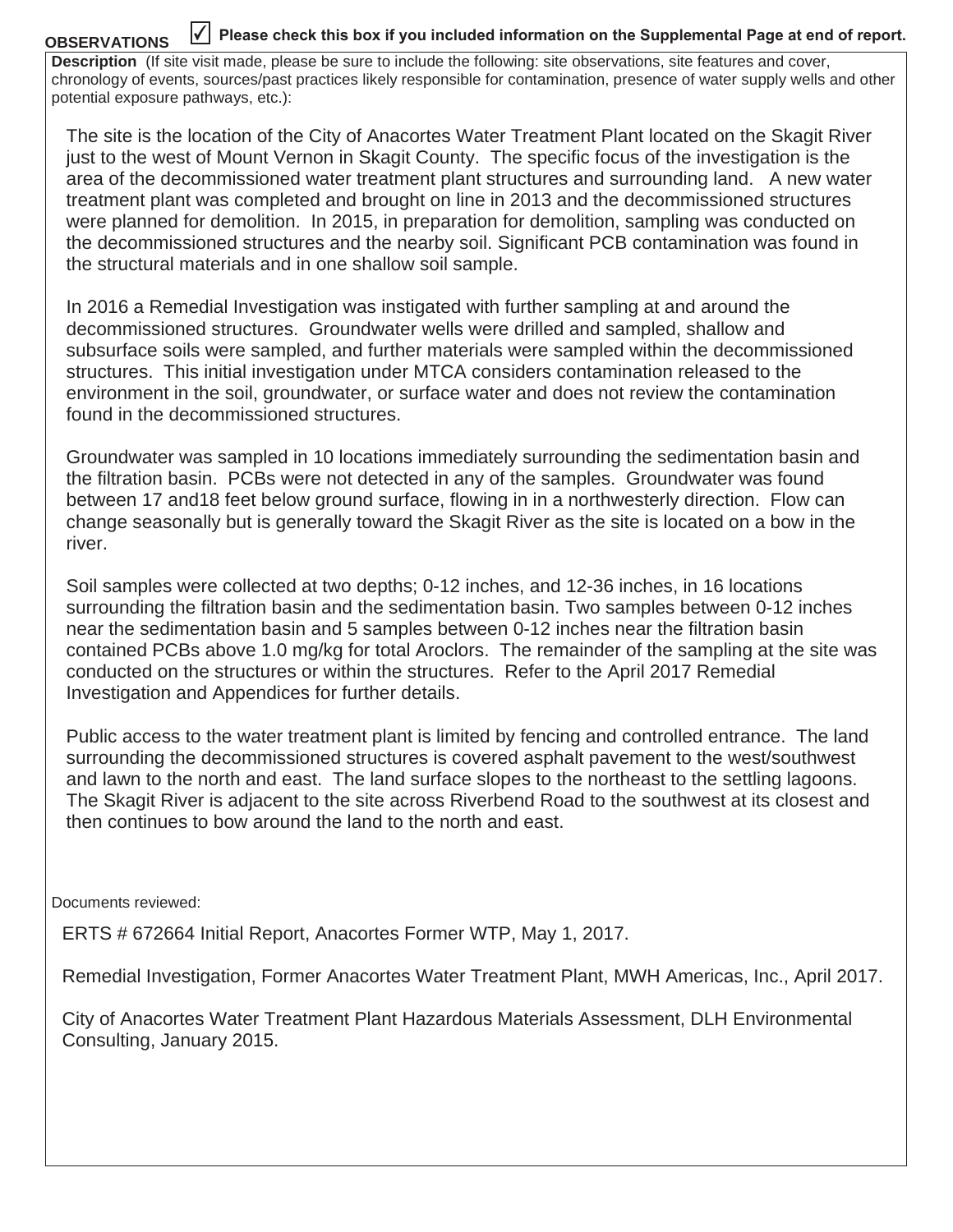**OBSERVATIONS** ☑ **Please check this box if you included information on the Supplemental Page at end of report.**

**Description** (If site visit made, please be sure to include the following: site observations, site features and cover, chronology of events, sources/past practices likely responsible for contamination, presence of water supply wells and other potential exposure pathways, etc.):

The site is the location of the City of Anacortes Water Treatment Plant located on the Skagit River just to the west of Mount Vernon in Skagit County. The specific focus of the investigation is the area of the decommissioned water treatment plant structures and surrounding land. A new water treatment plant was completed and brought on line in 2013 and the decommissioned structures were planned for demolition. In 2015, in preparation for demolition, sampling was conducted on the decommissioned structures and the nearby soil. Significant PCB contamination was found in the structural materials and in one shallow soil sample.

In 2016 a Remedial Investigation was instigated with further sampling at and around the decommissioned structures. Groundwater wells were drilled and sampled, shallow and subsurface soils were sampled, and further materials were sampled within the decommissioned structures. This initial investigation under MTCA considers contamination released to the environment in the soil, groundwater, or surface water and does not review the contamination found in the decommissioned structures.

Groundwater was sampled in 10 locations immediately surrounding the sedimentation basin and the filtration basin. PCBs were not detected in any of the samples. Groundwater was found between 17 and18 feet below ground surface, flowing in in a northwesterly direction. Flow can change seasonally but is generally toward the Skagit River as the site is located on a bow in the river.

Soil samples were collected at two depths; 0-12 inches, and 12-36 inches, in 16 locations surrounding the filtration basin and the sedimentation basin. Two samples between 0-12 inches near the sedimentation basin and 5 samples between 0-12 inches near the filtration basin contained PCBs above 1.0 mg/kg for total Aroclors. The remainder of the sampling at the site was conducted on the structures or within the structures. Refer to the April 2017 Remedial Investigation and Appendices for further details.

Public access to the water treatment plant is limited by fencing and controlled entrance. The land surrounding the decommissioned structures is covered asphalt pavement to the west/southwest and lawn to the north and east. The land surface slopes to the northeast to the settling lagoons. The Skagit River is adjacent to the site across Riverbend Road to the southwest at its closest and then continues to bow around the land to the north and east.

Documents reviewed:

ERTS # 672664 Initial Report, Anacortes Former WTP, May 1, 2017.

Remedial Investigation, Former Anacortes Water Treatment Plant, MWH Americas, Inc., April 2017.

City of Anacortes Water Treatment Plant Hazardous Materials Assessment, DLH Environmental Consulting, January 2015.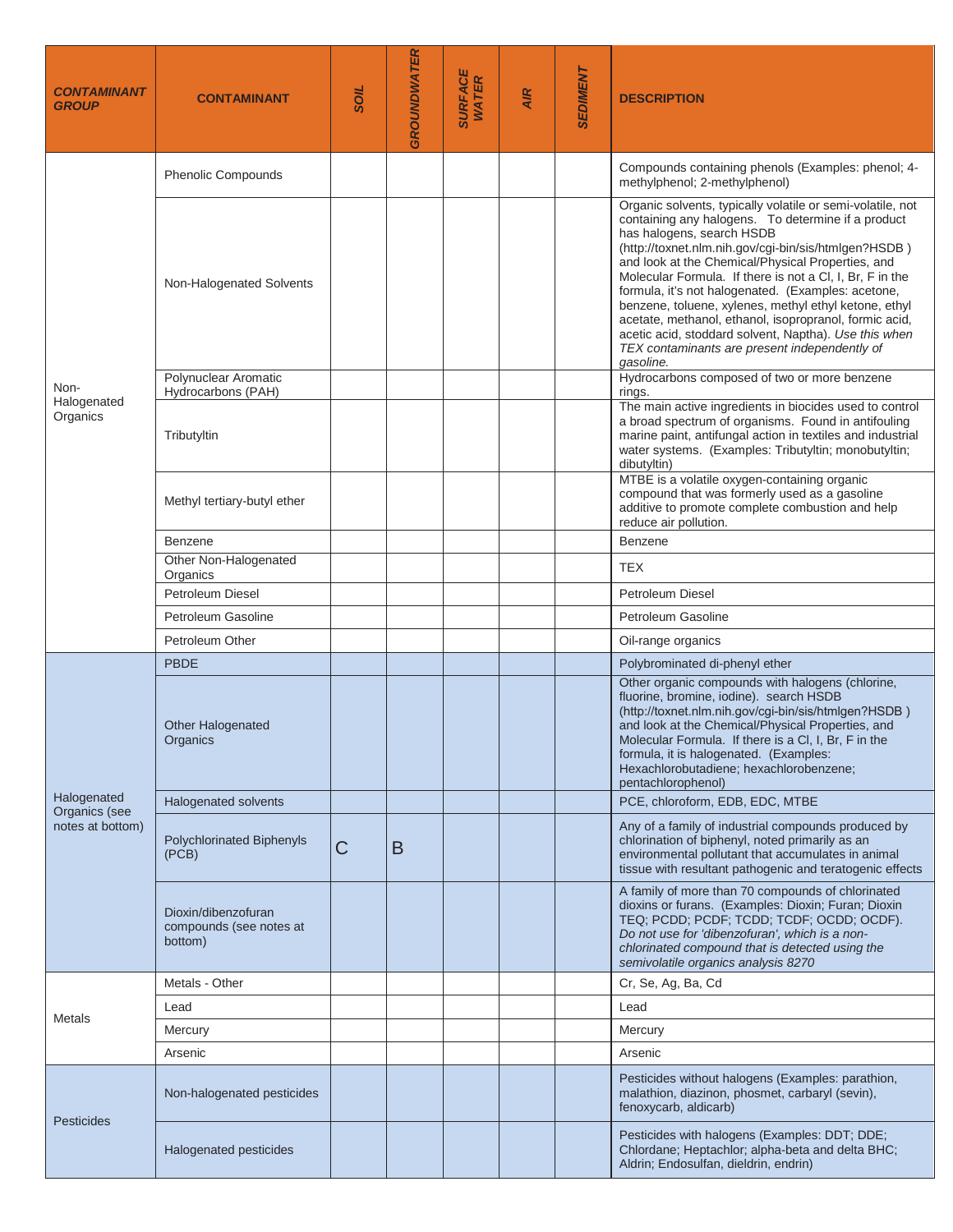| *CONTAMINANT GROUP* | CONTAMINANT | *SOIL* | *GROUNDWATER* | *SURFACE WATER* | *AIR* | *SEDIMENT* | DESCRIPTION |
|---|---|---|---|---|---|---|---|
| Non-Halogenated Organics | Phenolic Compounds | | | | | | Compounds containing phenols (Examples: phenol; 4-methylphenol; 2-methylphenol) |
| | Non-Halogenated Solvents | | | | | | Organic solvents, typically volatile or semi-volatile, not containing any halogens. To determine if a product has halogens, search HSDB (http://toxnet.nlm.nih.gov/cgi-bin/sis/htmlgen?HSDB ) and look at the Chemical/Physical Properties, and Molecular Formula. If there is not a Cl, I, Br, F in the formula, it's not halogenated. (Examples: acetone, benzene, toluene, xylenes, methyl ethyl ketone, ethyl acetate, methanol, ethanol, isopropranol, formic acid, acetic acid, stoddard solvent, Naptha). *Use this when TEX contaminants are present independently of gasoline.* |
| | Polynuclear Aromatic Hydrocarbons (PAH) | | | | | | Hydrocarbons composed of two or more benzene rings. |
| | Tributyltin | | | | | | The main active ingredients in biocides used to control a broad spectrum of organisms. Found in antifouling marine paint, antifungal action in textiles and industrial water systems. (Examples: Tributyltin; monobutyltin; dibutyltin) |
| | Methyl tertiary-butyl ether | | | | | | MTBE is a volatile oxygen-containing organic compound that was formerly used as a gasoline additive to promote complete combustion and help reduce air pollution. |
| | Benzene | | | | | | Benzene |
| | Other Non-Halogenated Organics | | | | | | TEX |
| | Petroleum Diesel | | | | | | Petroleum Diesel |
| | Petroleum Gasoline | | | | | | Petroleum Gasoline |
| | Petroleum Other | | | | | | Oil-range organics |
| Halogenated Organics (see notes at bottom) | PBDE | | | | | | Polybrominated di-phenyl ether |
| | Other Halogenated Organics | | | | | | Other organic compounds with halogens (chlorine, fluorine, bromine, iodine). search HSDB (http://toxnet.nlm.nih.gov/cgi-bin/sis/htmlgen?HSDB ) and look at the Chemical/Physical Properties, and Molecular Formula. If there is a Cl, I, Br, F in the formula, it is halogenated. (Examples: Hexachlorobutadiene; hexachlorobenzene; pentachlorophenol) |
| | Halogenated solvents | | | | | | PCE, chloroform, EDB, EDC, MTBE |
| | Polychlorinated Biphenyls (PCB) | C | B | | | | Any of a family of industrial compounds produced by chlorination of biphenyl, noted primarily as an environmental pollutant that accumulates in animal tissue with resultant pathogenic and teratogenic effects |
| | Dioxin/dibenzofuran compounds (see notes at bottom) | | | | | | A family of more than 70 compounds of chlorinated dioxins or furans. (Examples: Dioxin; Furan; Dioxin TEQ; PCDD; PCDF; TCDD; TCDF; OCDD; OCDF). *Do not use for 'dibenzofuran', which is a non-chlorinated compound that is detected using the semivolatile organics analysis 8270* |
| Metals | Metals - Other | | | | | | Cr, Se, Ag, Ba, Cd |
| | Lead | | | | | | Lead |
| | Mercury | | | | | | Mercury |
| | Arsenic | | | | | | Arsenic |
| Pesticides | Non-halogenated pesticides | | | | | | Pesticides without halogens (Examples: parathion, malathion, diazinon, phosmet, carbaryl (sevin), fenoxycarb, aldicarb) |
| | Halogenated pesticides | | | | | | Pesticides with halogens (Examples: DDT; DDE; Chlordane; Heptachlor; alpha-beta and delta BHC; Aldrin; Endosulfan, dieldrin, endrin) |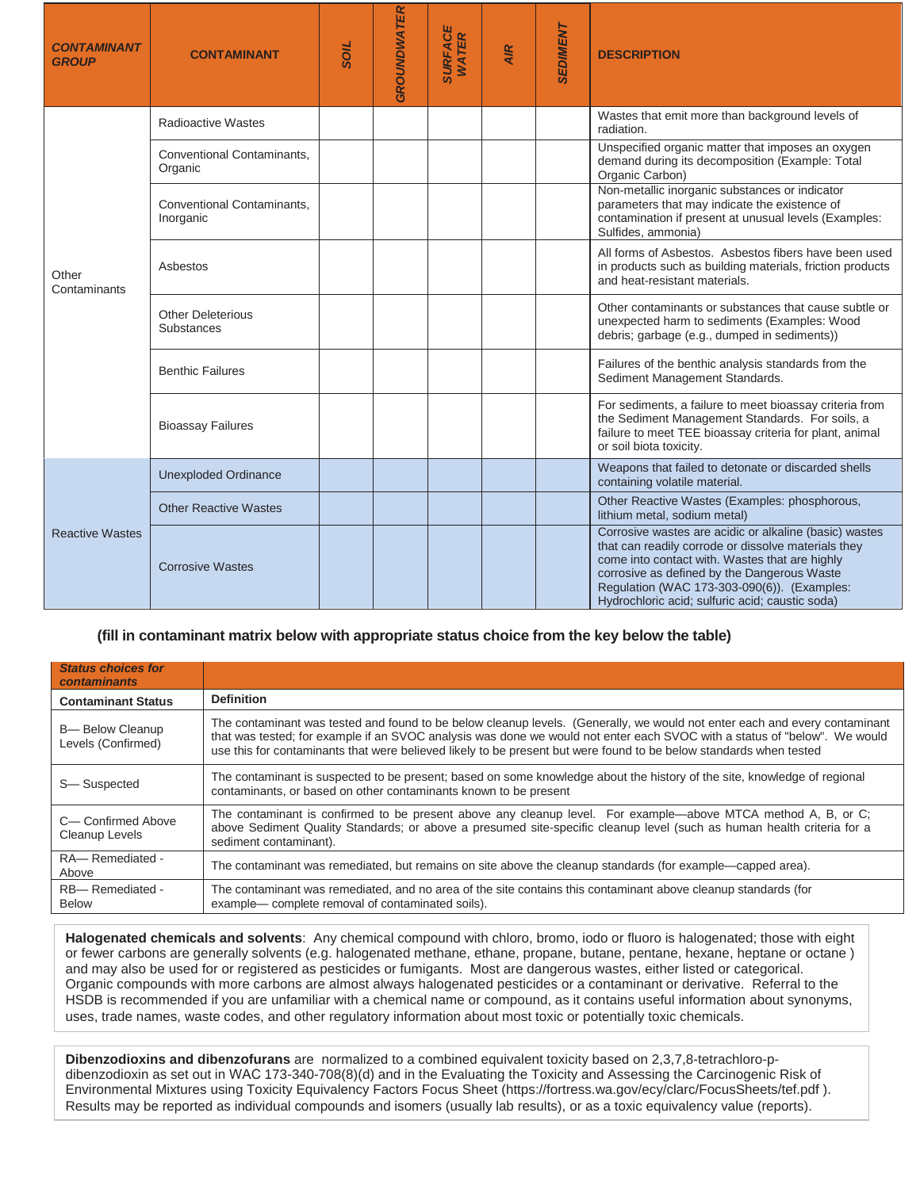| CONTAMINANT GROUP | CONTAMINANT | SOIL | GROUNDWATER | SURFACE WATER | AIR | SEDIMENT | DESCRIPTION |
|---|---|---|---|---|---|---|---|
| Other Contaminants | Radioactive Wastes | | | | | | Wastes that emit more than background levels of radiation. |
| | Conventional Contaminants, Organic | | | | | | Unspecified organic matter that imposes an oxygen demand during its decomposition (Example: Total Organic Carbon) |
| | Conventional Contaminants, Inorganic | | | | | | Non-metallic inorganic substances or indicator parameters that may indicate the existence of contamination if present at unusual levels (Examples: Sulfides, ammonia) |
| | Asbestos | | | | | | All forms of Asbestos. Asbestos fibers have been used in products such as building materials, friction products and heat-resistant materials. |
| | Other Deleterious Substances | | | | | | Other contaminants or substances that cause subtle or unexpected harm to sediments (Examples: Wood debris; garbage (e.g., dumped in sediments)) |
| | Benthic Failures | | | | | | Failures of the benthic analysis standards from the Sediment Management Standards. |
| | Bioassay Failures | | | | | | For sediments, a failure to meet bioassay criteria from the Sediment Management Standards. For soils, a failure to meet TEE bioassay criteria for plant, animal or soil biota toxicity. |
| Reactive Wastes | Unexploded Ordinance | | | | | | Weapons that failed to detonate or discarded shells containing volatile material. |
| | Other Reactive Wastes | | | | | | Other Reactive Wastes (Examples: phosphorous, lithium metal, sodium metal) |
| | Corrosive Wastes | | | | | | Corrosive wastes are acidic or alkaline (basic) wastes that can readily corrode or dissolve materials they come into contact with. Wastes that are highly corrosive as defined by the Dangerous Waste Regulation (WAC 173-303-090(6)). (Examples: Hydrochloric acid; sulfuric acid; caustic soda) |

**(fill in contaminant matrix below with appropriate status choice from the key below the table)**

| *Status choices for contaminants* | |
|---|---|
| **Contaminant Status** | **Definition** |
| B— Below Cleanup Levels (Confirmed) | The contaminant was tested and found to be below cleanup levels. (Generally, we would not enter each and every contaminant that was tested; for example if an SVOC analysis was done we would not enter each SVOC with a status of "below". We would use this for contaminants that were believed likely to be present but were found to be below standards when tested |
| S— Suspected | The contaminant is suspected to be present; based on some knowledge about the history of the site, knowledge of regional contaminants, or based on other contaminants known to be present |
| C— Confirmed Above Cleanup Levels | The contaminant is confirmed to be present above any cleanup level. For example—above MTCA method A, B, or C; above Sediment Quality Standards; or above a presumed site-specific cleanup level (such as human health criteria for a sediment contaminant). |
| RA— Remediated - Above | The contaminant was remediated, but remains on site above the cleanup standards (for example—capped area). |
| RB— Remediated - Below | The contaminant was remediated, and no area of the site contains this contaminant above cleanup standards (for example— complete removal of contaminated soils). |

**Halogenated chemicals and solvents**: Any chemical compound with chloro, bromo, iodo or fluoro is halogenated; those with eight or fewer carbons are generally solvents (e.g. halogenated methane, ethane, propane, butane, pentane, hexane, heptane or octane ) and may also be used for or registered as pesticides or fumigants. Most are dangerous wastes, either listed or categorical. Organic compounds with more carbons are almost always halogenated pesticides or a contaminant or derivative. Referral to the HSDB is recommended if you are unfamiliar with a chemical name or compound, as it contains useful information about synonyms, uses, trade names, waste codes, and other regulatory information about most toxic or potentially toxic chemicals.

**Dibenzodioxins and dibenzofurans** are normalized to a combined equivalent toxicity based on 2,3,7,8-tetrachloro-p-dibenzodioxin as set out in WAC 173-340-708(8)(d) and in the Evaluating the Toxicity and Assessing the Carcinogenic Risk of Environmental Mixtures using Toxicity Equivalency Factors Focus Sheet (https://fortress.wa.gov/ecy/clarc/FocusSheets/tef.pdf ). Results may be reported as individual compounds and isomers (usually lab results), or as a toxic equivalency value (reports).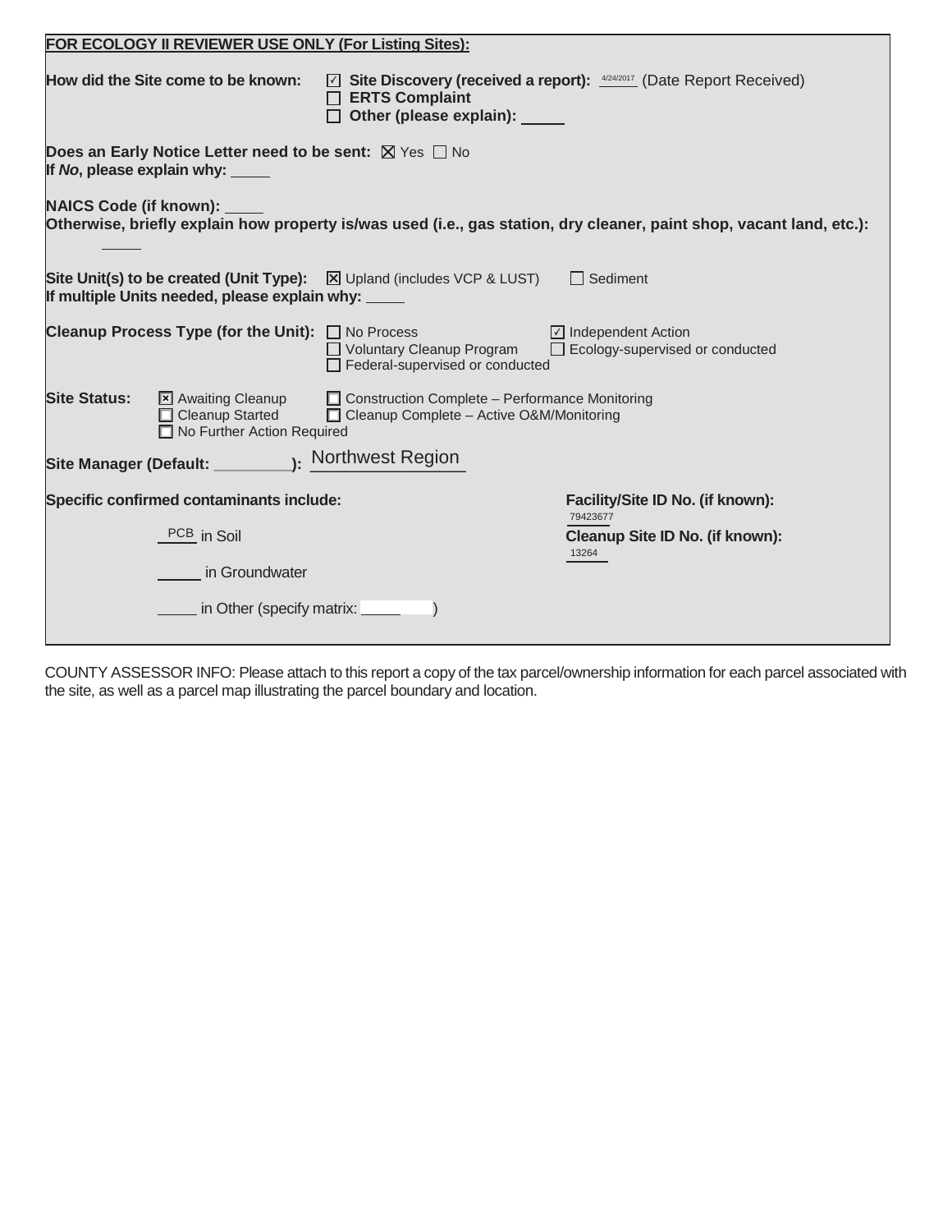**FOR ECOLOGY II REVIEWER USE ONLY (For Listing Sites):**

**How did the Site come to be known:** ☑ **Site Discovery (received a report):** 4/24/2017 (Date Report Received)
☐ **ERTS Complaint**
☐ **Other (please explain):** _____

**Does an Early Notice Letter need to be sent:** ☒ Yes ☐ No
**If *No*, please explain why:** _____

**NAICS Code (if known):** _____
**Otherwise, briefly explain how property is/was used (i.e., gas station, dry cleaner, paint shop, vacant land, etc.):**
_____

**Site Unit(s) to be created (Unit Type):** ☒ Upland (includes VCP & LUST) ☐ Sediment
**If multiple Units needed, please explain why:** _____

**Cleanup Process Type (for the Unit):** ☐ No Process ☑ Independent Action ☐ Voluntary Cleanup Program ☐ Ecology-supervised or conducted ☐ Federal-supervised or conducted

**Site Status:** ☒ Awaiting Cleanup ☐ Construction Complete – Performance Monitoring ☐ Cleanup Started ☐ Cleanup Complete – Active O&M/Monitoring ☐ No Further Action Required

**Site Manager (Default: ________):** Northwest Region

**Specific confirmed contaminants include:**

PCB in Soil

_____ in Groundwater

_____ in Other (specify matrix: _____ )

**Facility/Site ID No. (if known):** 79423677

**Cleanup Site ID No. (if known):** 13264

COUNTY ASSESSOR INFO: Please attach to this report a copy of the tax parcel/ownership information for each parcel associated with the site, as well as a parcel map illustrating the parcel boundary and location.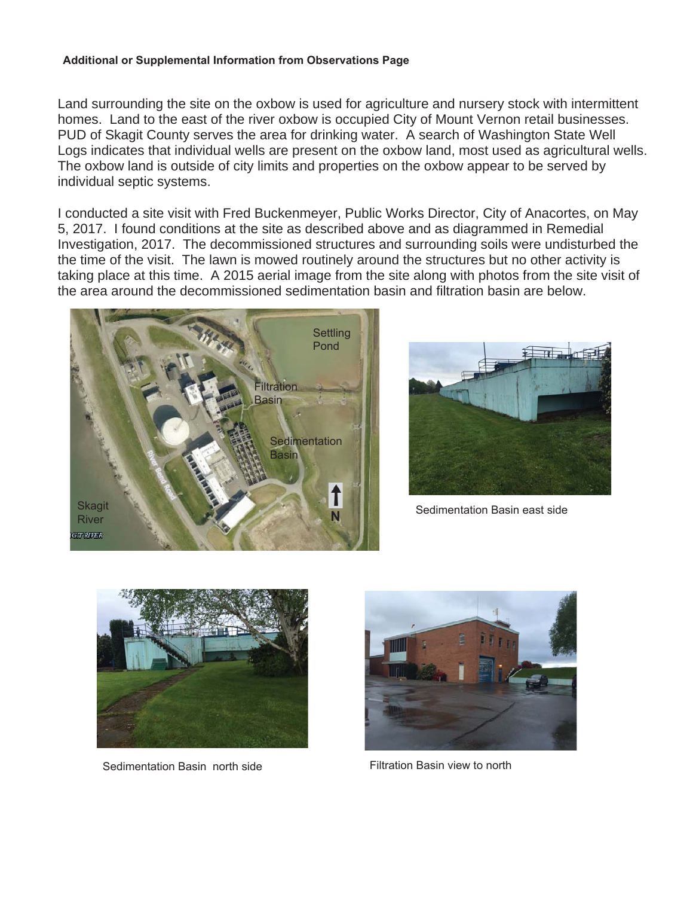**Additional or Supplemental Information from Observations Page**

Land surrounding the site on the oxbow is used for agriculture and nursery stock with intermittent homes. Land to the east of the river oxbow is occupied City of Mount Vernon retail businesses. PUD of Skagit County serves the area for drinking water. A search of Washington State Well Logs indicates that individual wells are present on the oxbow land, most used as agricultural wells. The oxbow land is outside of city limits and properties on the oxbow appear to be served by individual septic systems.

I conducted a site visit with Fred Buckenmeyer, Public Works Director, City of Anacortes, on May 5, 2017. I found conditions at the site as described above and as diagrammed in Remedial Investigation, 2017. The decommissioned structures and surrounding soils were undisturbed the the time of the visit. The lawn is mowed routinely around the structures but no other activity is taking place at this time. A 2015 aerial image from the site along with photos from the site visit of the area around the decommissioned sedimentation basin and filtration basin are below.

Settling Pond

Filtration Basin

Sedimentation Basin

River Bend Road

Skagit River

N

Sedimentation Basin east side

Sedimentation Basin north side

Filtration Basin view to north